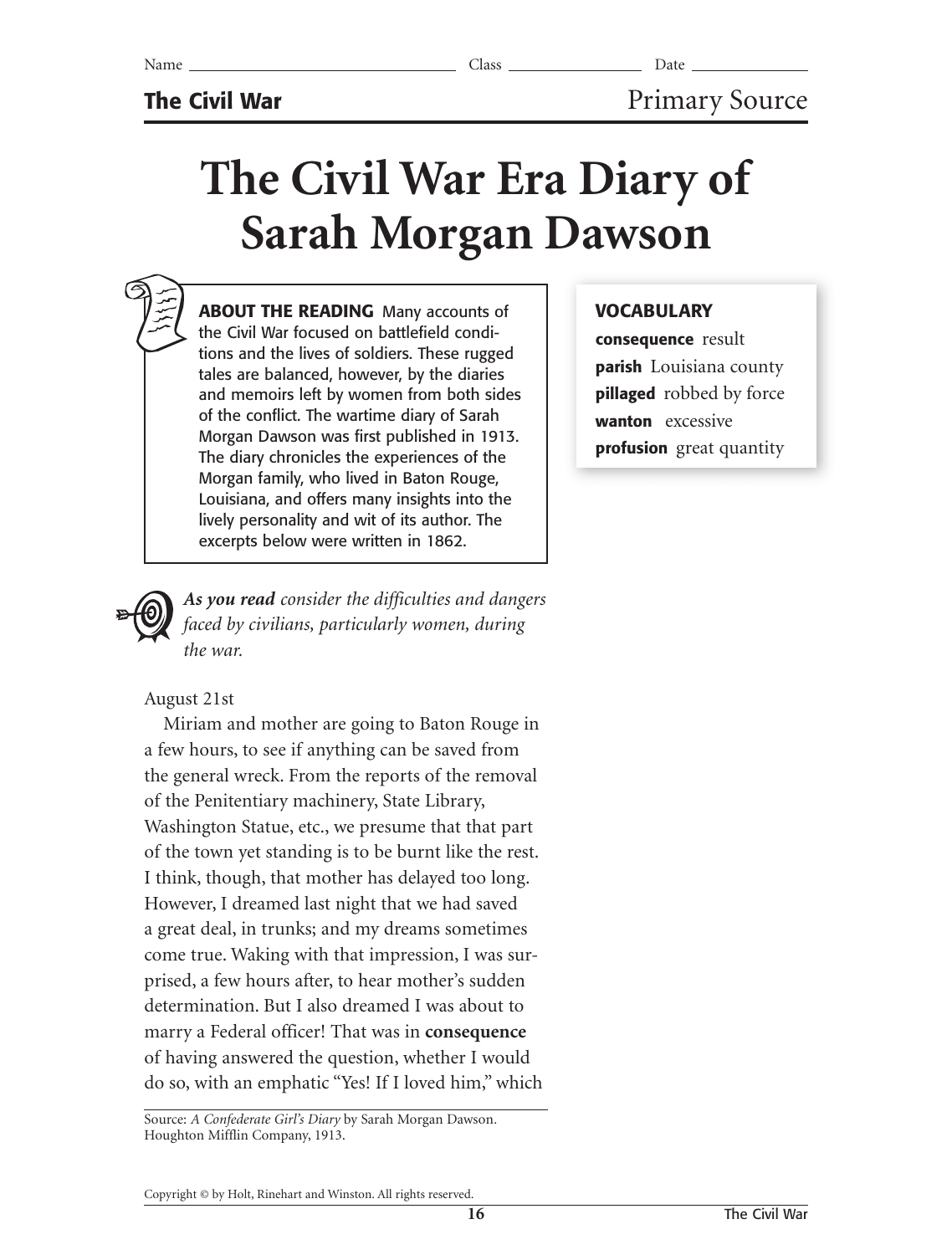Name ______________________ Class ______________ Date ____________

**The Civil War** Primary Source

# The Civil War Era Diary of Sarah Morgan Dawson

**ABOUT THE READING** Many accounts of the Civil War focused on battlefield conditions and the lives of soldiers. These rugged tales are balanced, however, by the diaries and memoirs left by women from both sides of the conflict. The wartime diary of Sarah Morgan Dawson was first published in 1913. The diary chronicles the experiences of the Morgan family, who lived in Baton Rouge, Louisiana, and offers many insights into the lively personality and wit of its author. The excerpts below were written in 1862.

***As you read*** *consider the difficulties and dangers faced by civilians, particularly women, during the war.*

**VOCABULARY**

**consequence** result
**parish** Louisiana county
**pillaged** robbed by force
**wanton** excessive
**profusion** great quantity

August 21st

Miriam and mother are going to Baton Rouge in a few hours, to see if anything can be saved from the general wreck. From the reports of the removal of the Penitentiary machinery, State Library, Washington Statue, etc., we presume that that part of the town yet standing is to be burnt like the rest. I think, though, that mother has delayed too long. However, I dreamed last night that we had saved a great deal, in trunks; and my dreams sometimes come true. Waking with that impression, I was surprised, a few hours after, to hear mother's sudden determination. But I also dreamed I was about to marry a Federal officer! That was in **consequence** of having answered the question, whether I would do so, with an emphatic "Yes! If I loved him," which

Source: *A Confederate Girl's Diary* by Sarah Morgan Dawson. Houghton Mifflin Company, 1913.

Copyright © by Holt, Rinehart and Winston. All rights reserved.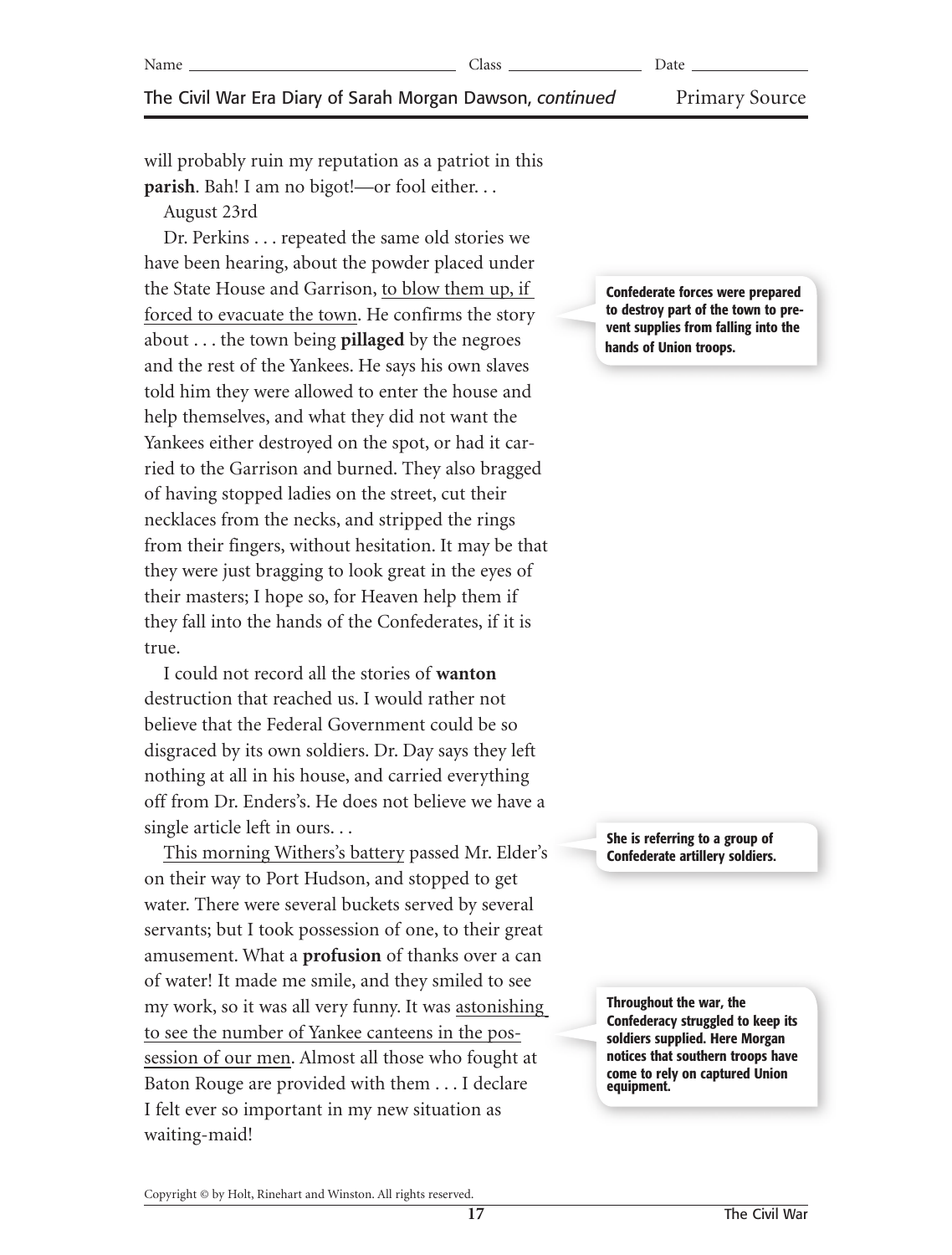will probably ruin my reputation as a patriot in this **parish**. Bah! I am no bigot!—or fool either. . .

August 23rd

Dr. Perkins . . . repeated the same old stories we have been hearing, about the powder placed under the State House and Garrison, to blow them up, if forced to evacuate the town. He confirms the story about . . . the town being **pillaged** by the negroes and the rest of the Yankees. He says his own slaves told him they were allowed to enter the house and help themselves, and what they did not want the Yankees either destroyed on the spot, or had it carried to the Garrison and burned. They also bragged of having stopped ladies on the street, cut their necklaces from the necks, and stripped the rings from their fingers, without hesitation. It may be that they were just bragging to look great in the eyes of their masters; I hope so, for Heaven help them if they fall into the hands of the Confederates, if it is true.

**Confederate forces were prepared to destroy part of the town to prevent supplies from falling into the hands of Union troops.**

I could not record all the stories of **wanton** destruction that reached us. I would rather not believe that the Federal Government could be so disgraced by its own soldiers. Dr. Day says they left nothing at all in his house, and carried everything off from Dr. Enders's. He does not believe we have a single article left in ours. . .

This morning Withers's battery passed Mr. Elder's on their way to Port Hudson, and stopped to get water. There were several buckets served by several servants; but I took possession of one, to their great amusement. What a **profusion** of thanks over a can of water! It made me smile, and they smiled to see my work, so it was all very funny. It was astonishing to see the number of Yankee canteens in the possession of our men. Almost all those who fought at Baton Rouge are provided with them . . . I declare I felt ever so important in my new situation as waiting-maid!

**She is referring to a group of Confederate artillery soldiers.**

**Throughout the war, the Confederacy struggled to keep its soldiers supplied. Here Morgan notices that southern troops have come to rely on captured Union equipment.**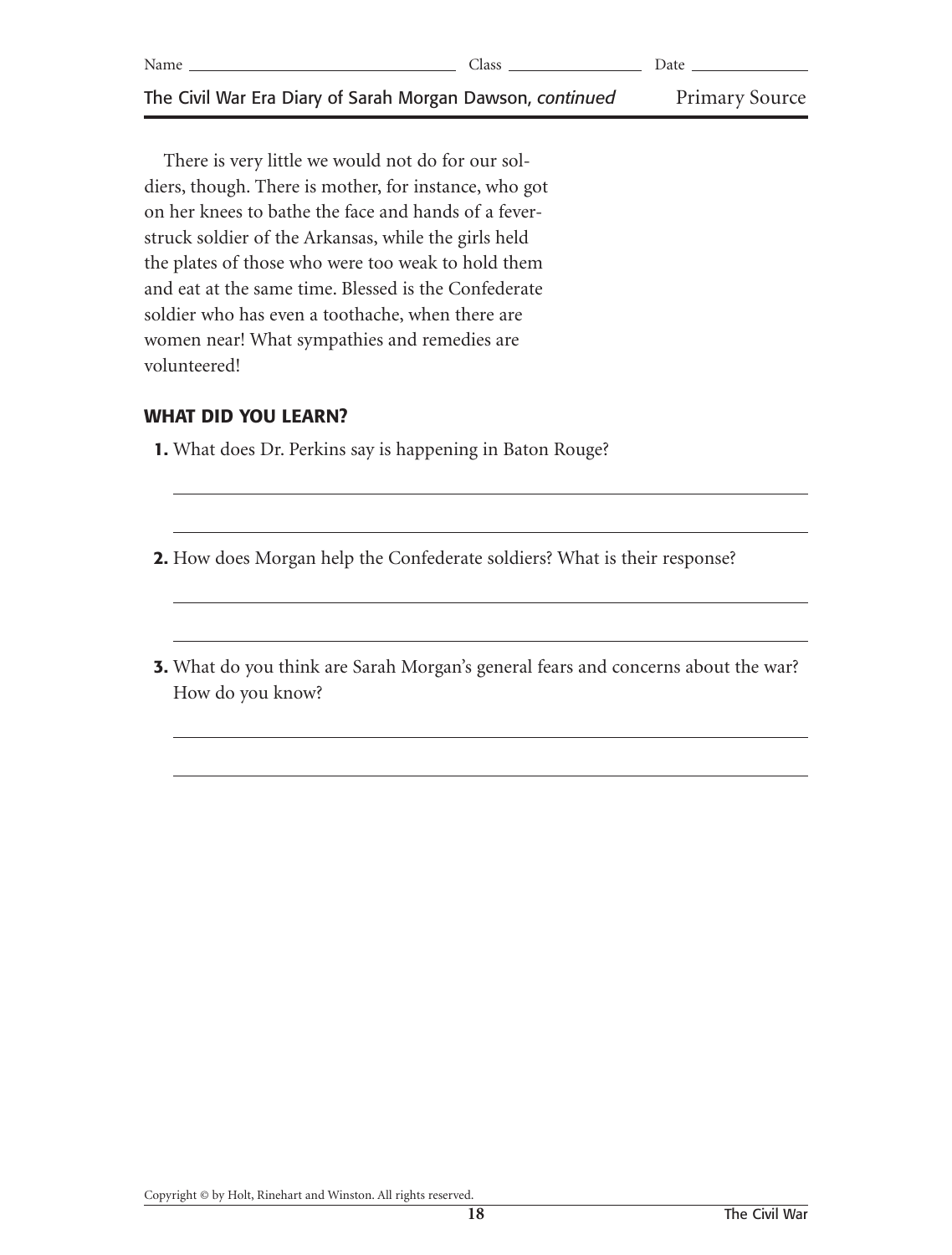There is very little we would not do for our soldiers, though. There is mother, for instance, who got on her knees to bathe the face and hands of a fever-struck soldier of the Arkansas, while the girls held the plates of those who were too weak to hold them and eat at the same time. Blessed is the Confederate soldier who has even a toothache, when there are women near! What sympathies and remedies are volunteered!

## WHAT DID YOU LEARN?

**1.** What does Dr. Perkins say is happening in Baton Rouge?

\_\_\_\_\_\_\_\_\_\_\_\_\_\_\_\_\_\_\_\_\_\_\_\_\_\_\_\_\_\_\_\_\_\_\_\_\_\_\_\_

\_\_\_\_\_\_\_\_\_\_\_\_\_\_\_\_\_\_\_\_\_\_\_\_\_\_\_\_\_\_\_\_\_\_\_\_\_\_\_\_

**2.** How does Morgan help the Confederate soldiers? What is their response?

\_\_\_\_\_\_\_\_\_\_\_\_\_\_\_\_\_\_\_\_\_\_\_\_\_\_\_\_\_\_\_\_\_\_\_\_\_\_\_\_

\_\_\_\_\_\_\_\_\_\_\_\_\_\_\_\_\_\_\_\_\_\_\_\_\_\_\_\_\_\_\_\_\_\_\_\_\_\_\_\_

**3.** What do you think are Sarah Morgan's general fears and concerns about the war? How do you know?

\_\_\_\_\_\_\_\_\_\_\_\_\_\_\_\_\_\_\_\_\_\_\_\_\_\_\_\_\_\_\_\_\_\_\_\_\_\_\_\_

\_\_\_\_\_\_\_\_\_\_\_\_\_\_\_\_\_\_\_\_\_\_\_\_\_\_\_\_\_\_\_\_\_\_\_\_\_\_\_\_